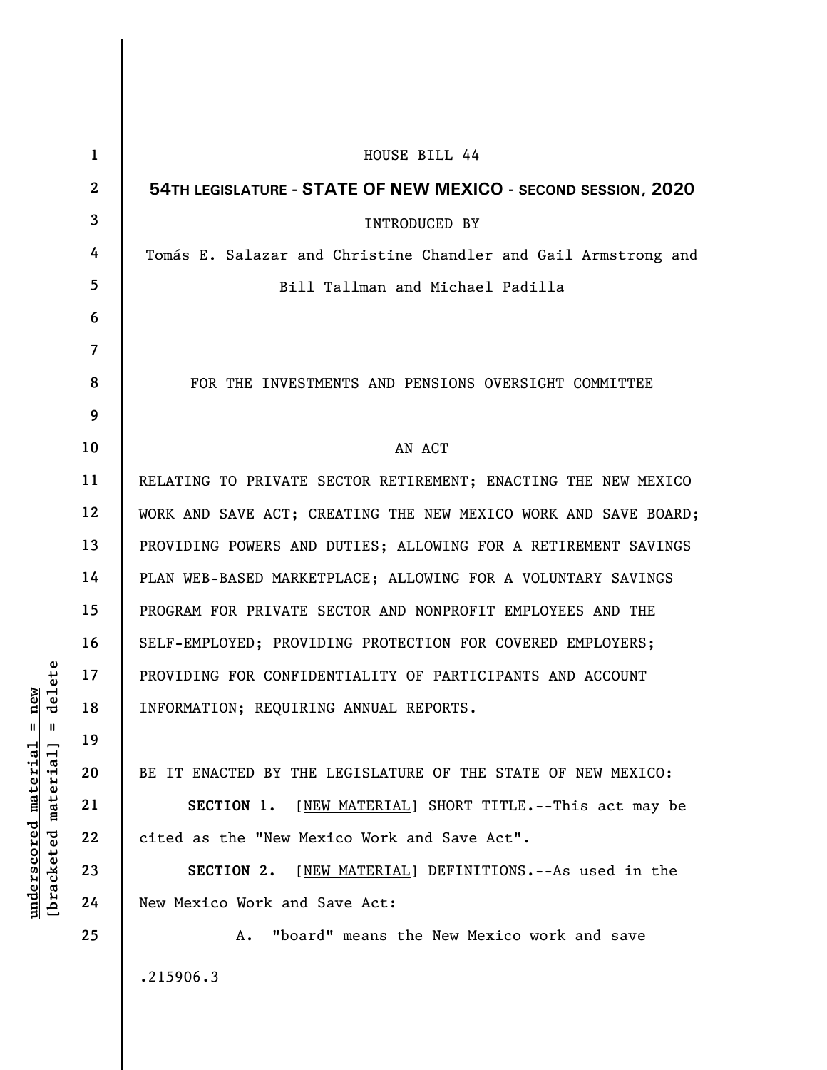HOUSE BILL 44

**54TH LEGISLATURE - STATE OF NEW MEXICO - SECOND SESSION, 2020**

INTRODUCED BY

Tomás E. Salazar and Christine Chandler and Gail Armstrong and Bill Tallman and Michael Padilla

FOR THE INVESTMENTS AND PENSIONS OVERSIGHT COMMITTEE

AN ACT

RELATING TO PRIVATE SECTOR RETIREMENT; ENACTING THE NEW MEXICO WORK AND SAVE ACT; CREATING THE NEW MEXICO WORK AND SAVE BOARD; PROVIDING POWERS AND DUTIES; ALLOWING FOR A RETIREMENT SAVINGS PLAN WEB-BASED MARKETPLACE; ALLOWING FOR A VOLUNTARY SAVINGS PROGRAM FOR PRIVATE SECTOR AND NONPROFIT EMPLOYEES AND THE SELF-EMPLOYED; PROVIDING PROTECTION FOR COVERED EMPLOYERS; PROVIDING FOR CONFIDENTIALITY OF PARTICIPANTS AND ACCOUNT INFORMATION; REQUIRING ANNUAL REPORTS.

BE IT ENACTED BY THE LEGISLATURE OF THE STATE OF NEW MEXICO:

**SECTION 1.** [NEW MATERIAL] SHORT TITLE.--This act may be cited as the "New Mexico Work and Save Act".

**SECTION 2.** [NEW MATERIAL] DEFINITIONS.--As used in the New Mexico Work and Save Act:

A. "board" means the New Mexico work and save

.215906.3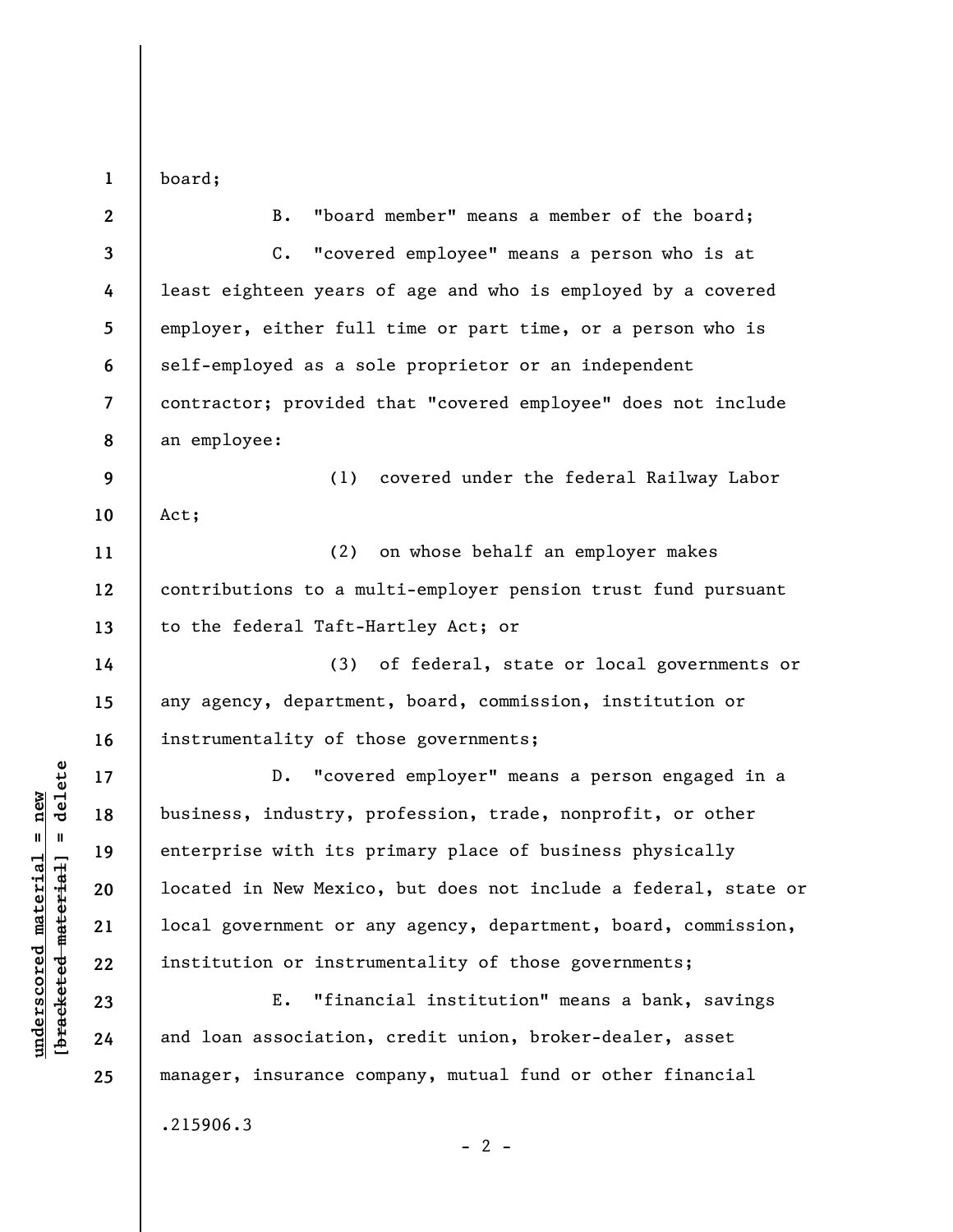board;

B. "board member" means a member of the board;

C. "covered employee" means a person who is at least eighteen years of age and who is employed by a covered employer, either full time or part time, or a person who is self-employed as a sole proprietor or an independent contractor; provided that "covered employee" does not include an employee:

(1) covered under the federal Railway Labor Act;

(2) on whose behalf an employer makes contributions to a multi-employer pension trust fund pursuant to the federal Taft-Hartley Act; or

(3) of federal, state or local governments or any agency, department, board, commission, institution or instrumentality of those governments;

D. "covered employer" means a person engaged in a business, industry, profession, trade, nonprofit, or other enterprise with its primary place of business physically located in New Mexico, but does not include a federal, state or local government or any agency, department, board, commission, institution or instrumentality of those governments;

E. "financial institution" means a bank, savings and loan association, credit union, broker-dealer, asset manager, insurance company, mutual fund or other financial

.215906.3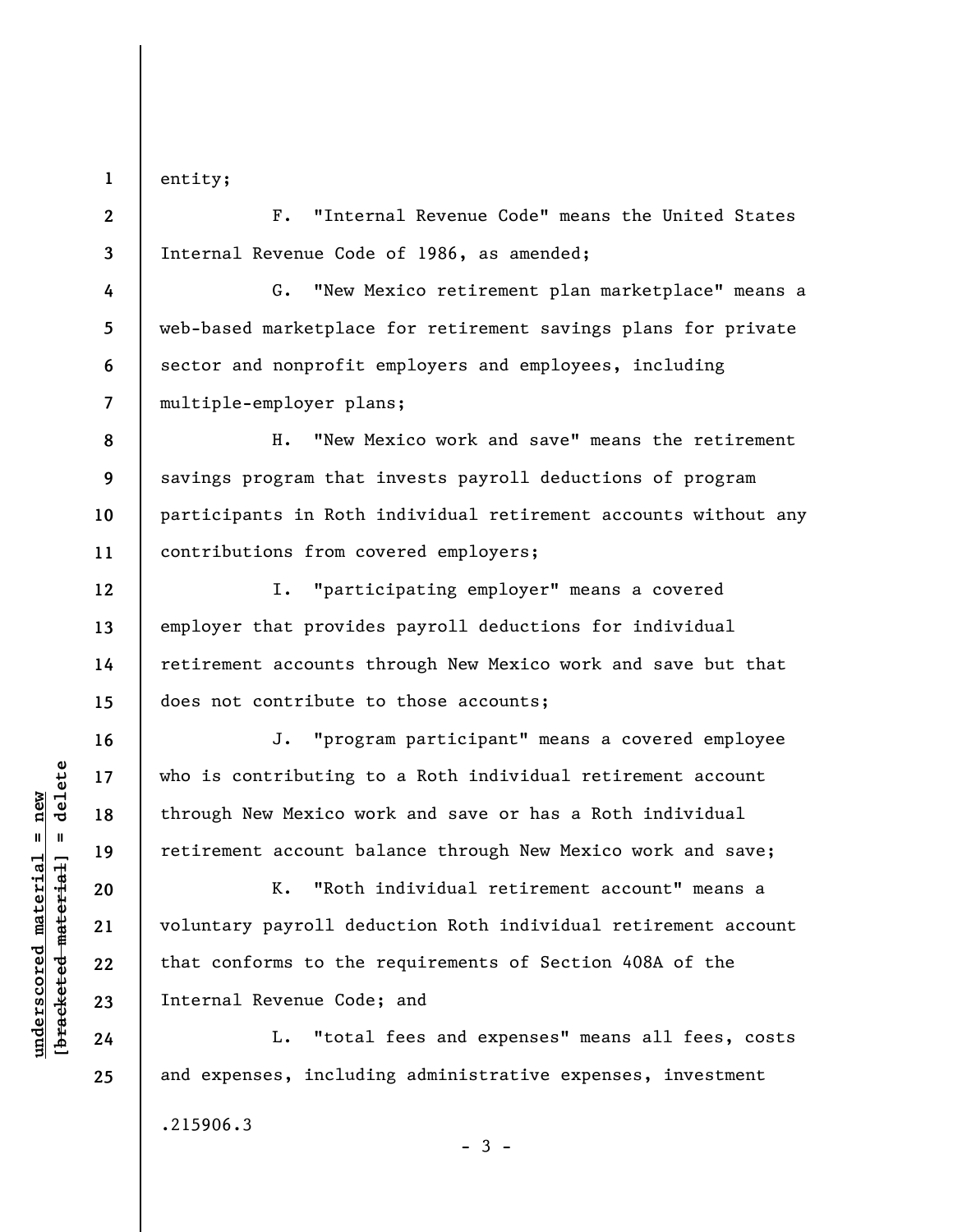entity;

F. "Internal Revenue Code" means the United States Internal Revenue Code of 1986, as amended;

G. "New Mexico retirement plan marketplace" means a web-based marketplace for retirement savings plans for private sector and nonprofit employers and employees, including multiple-employer plans;

H. "New Mexico work and save" means the retirement savings program that invests payroll deductions of program participants in Roth individual retirement accounts without any contributions from covered employers;

I. "participating employer" means a covered employer that provides payroll deductions for individual retirement accounts through New Mexico work and save but that does not contribute to those accounts;

J. "program participant" means a covered employee who is contributing to a Roth individual retirement account through New Mexico work and save or has a Roth individual retirement account balance through New Mexico work and save;

K. "Roth individual retirement account" means a voluntary payroll deduction Roth individual retirement account that conforms to the requirements of Section 408A of the Internal Revenue Code; and

L. "total fees and expenses" means all fees, costs and expenses, including administrative expenses, investment

.215906.3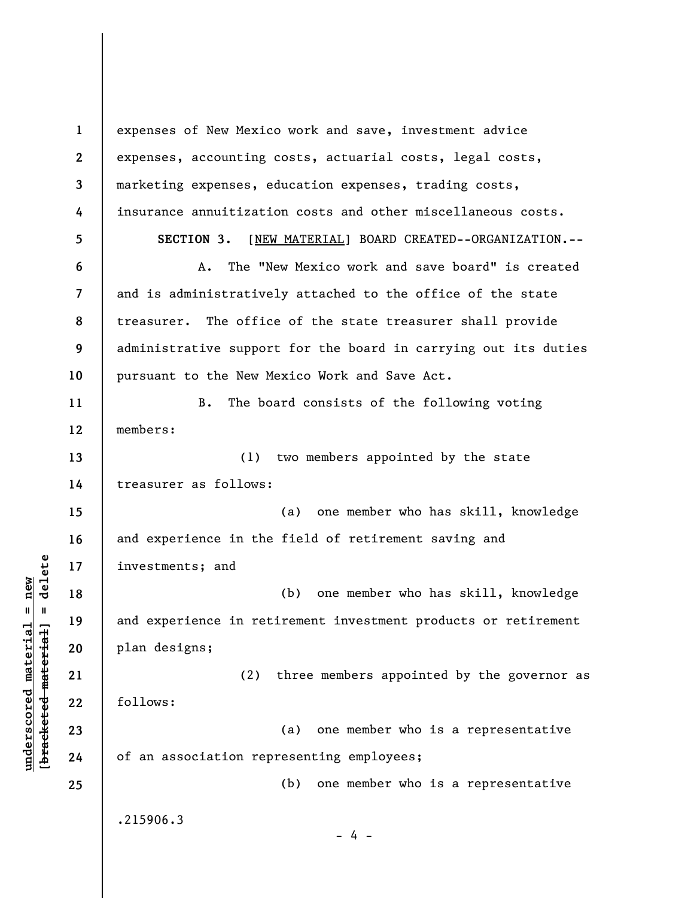expenses of New Mexico work and save, investment advice expenses, accounting costs, actuarial costs, legal costs, marketing expenses, education expenses, trading costs, insurance annuitization costs and other miscellaneous costs.

**SECTION 3.** [NEW MATERIAL] BOARD CREATED--ORGANIZATION.--

A. The "New Mexico work and save board" is created and is administratively attached to the office of the state treasurer. The office of the state treasurer shall provide administrative support for the board in carrying out its duties pursuant to the New Mexico Work and Save Act.

B. The board consists of the following voting members:

(1) two members appointed by the state treasurer as follows:

(a) one member who has skill, knowledge and experience in the field of retirement saving and investments; and

(b) one member who has skill, knowledge and experience in retirement investment products or retirement plan designs;

(2) three members appointed by the governor as follows:

(a) one member who is a representative of an association representing employees;

(b) one member who is a representative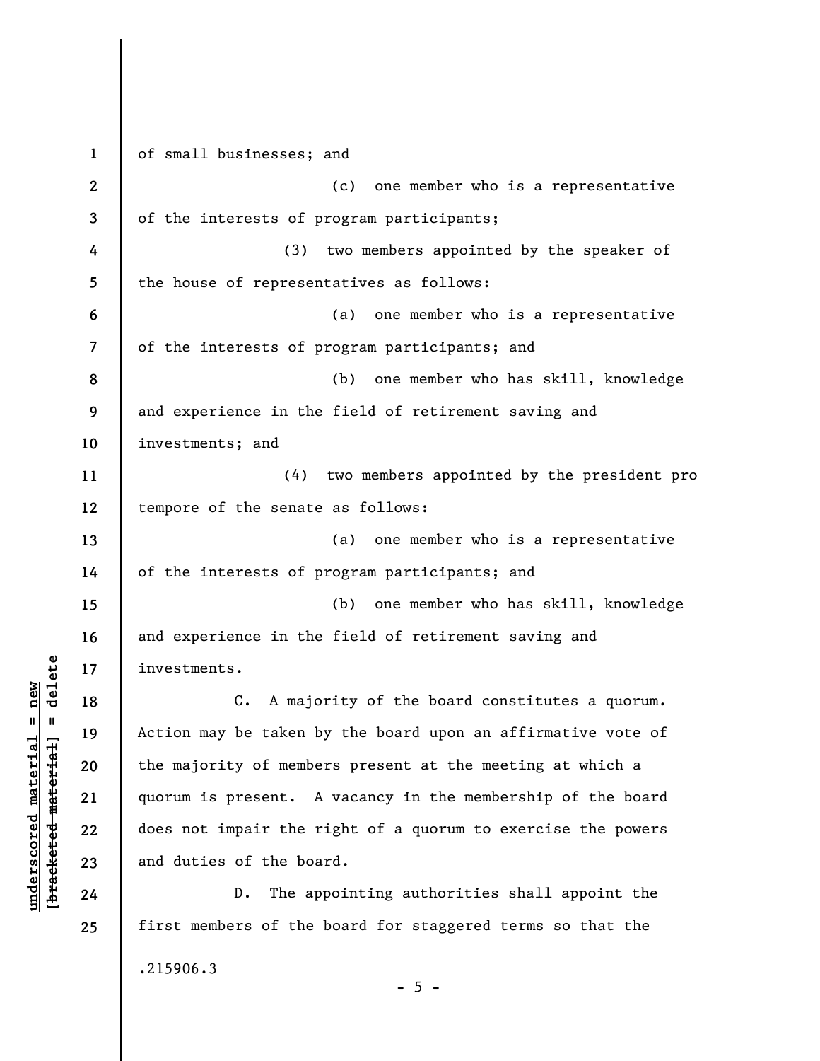of small businesses; and

(c) one member who is a representative of the interests of program participants;

(3) two members appointed by the speaker of the house of representatives as follows:

(a) one member who is a representative of the interests of program participants; and

(b) one member who has skill, knowledge and experience in the field of retirement saving and investments; and

(4) two members appointed by the president pro tempore of the senate as follows:

(a) one member who is a representative of the interests of program participants; and

(b) one member who has skill, knowledge and experience in the field of retirement saving and investments.

C. A majority of the board constitutes a quorum. Action may be taken by the board upon an affirmative vote of the majority of members present at the meeting at which a quorum is present. A vacancy in the membership of the board does not impair the right of a quorum to exercise the powers and duties of the board.

D. The appointing authorities shall appoint the first members of the board for staggered terms so that the

.215906.3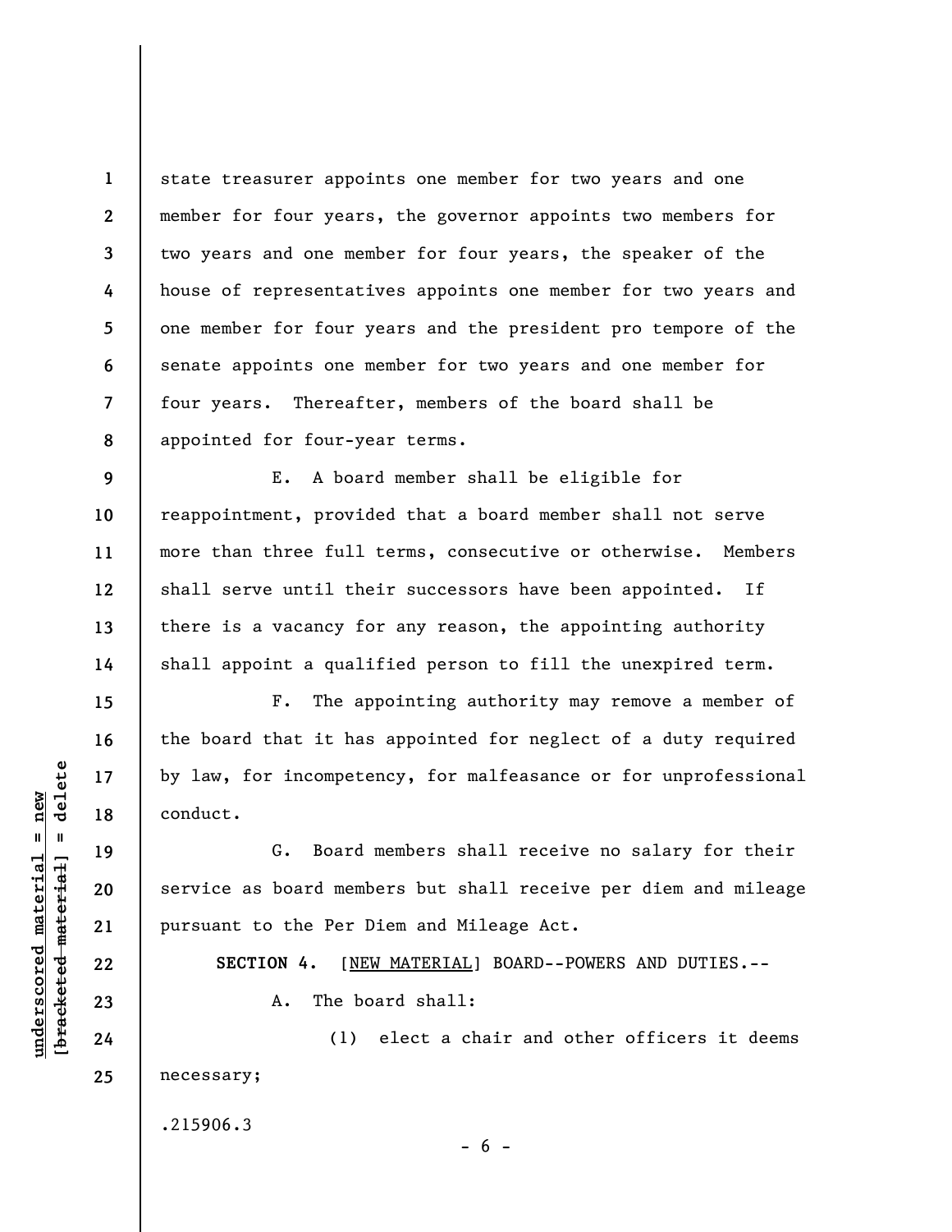state treasurer appoints one member for two years and one member for four years, the governor appoints two members for two years and one member for four years, the speaker of the house of representatives appoints one member for two years and one member for four years and the president pro tempore of the senate appoints one member for two years and one member for four years. Thereafter, members of the board shall be appointed for four-year terms.

E. A board member shall be eligible for reappointment, provided that a board member shall not serve more than three full terms, consecutive or otherwise. Members shall serve until their successors have been appointed. If there is a vacancy for any reason, the appointing authority shall appoint a qualified person to fill the unexpired term.

F. The appointing authority may remove a member of the board that it has appointed for neglect of a duty required by law, for incompetency, for malfeasance or for unprofessional conduct.

G. Board members shall receive no salary for their service as board members but shall receive per diem and mileage pursuant to the Per Diem and Mileage Act.

**SECTION 4.** [NEW MATERIAL] BOARD--POWERS AND DUTIES.--

A. The board shall:

(1) elect a chair and other officers it deems necessary;

.215906.3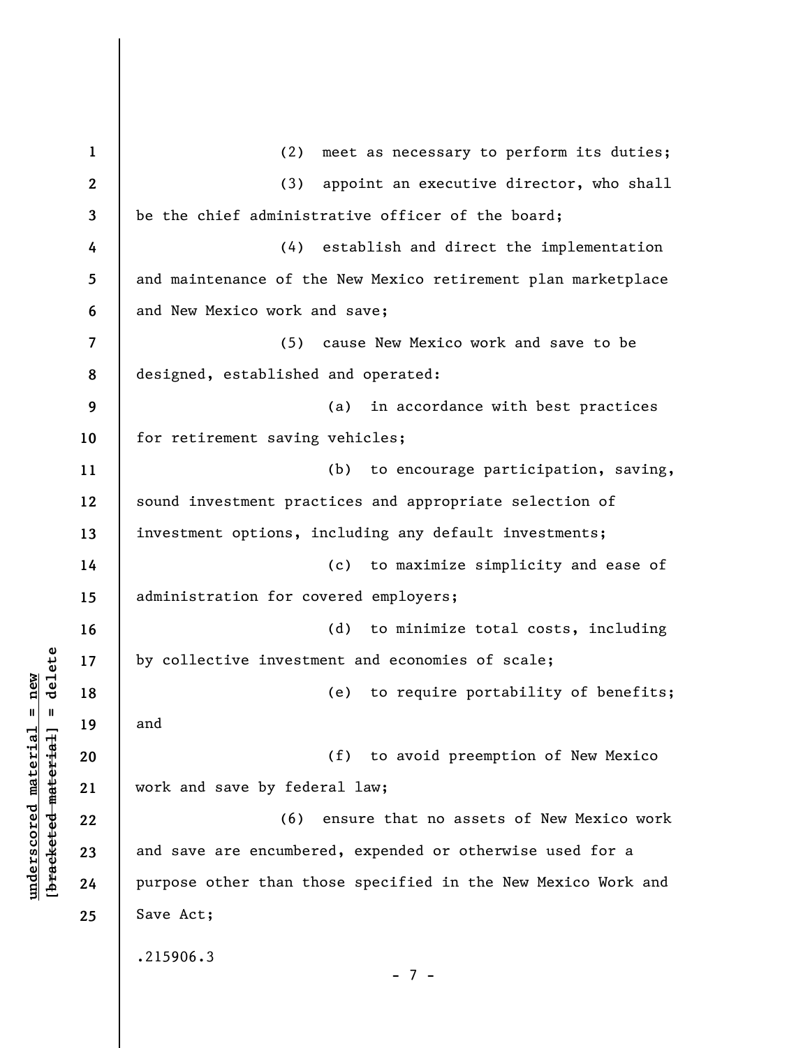(2) meet as necessary to perform its duties;

(3) appoint an executive director, who shall be the chief administrative officer of the board;

(4) establish and direct the implementation and maintenance of the New Mexico retirement plan marketplace and New Mexico work and save;

(5) cause New Mexico work and save to be designed, established and operated:

(a) in accordance with best practices for retirement saving vehicles;

(b) to encourage participation, saving, sound investment practices and appropriate selection of investment options, including any default investments;

(c) to maximize simplicity and ease of administration for covered employers;

(d) to minimize total costs, including by collective investment and economies of scale;

(e) to require portability of benefits; and

(f) to avoid preemption of New Mexico work and save by federal law;

(6) ensure that no assets of New Mexico work and save are encumbered, expended or otherwise used for a purpose other than those specified in the New Mexico Work and Save Act;

.215906.3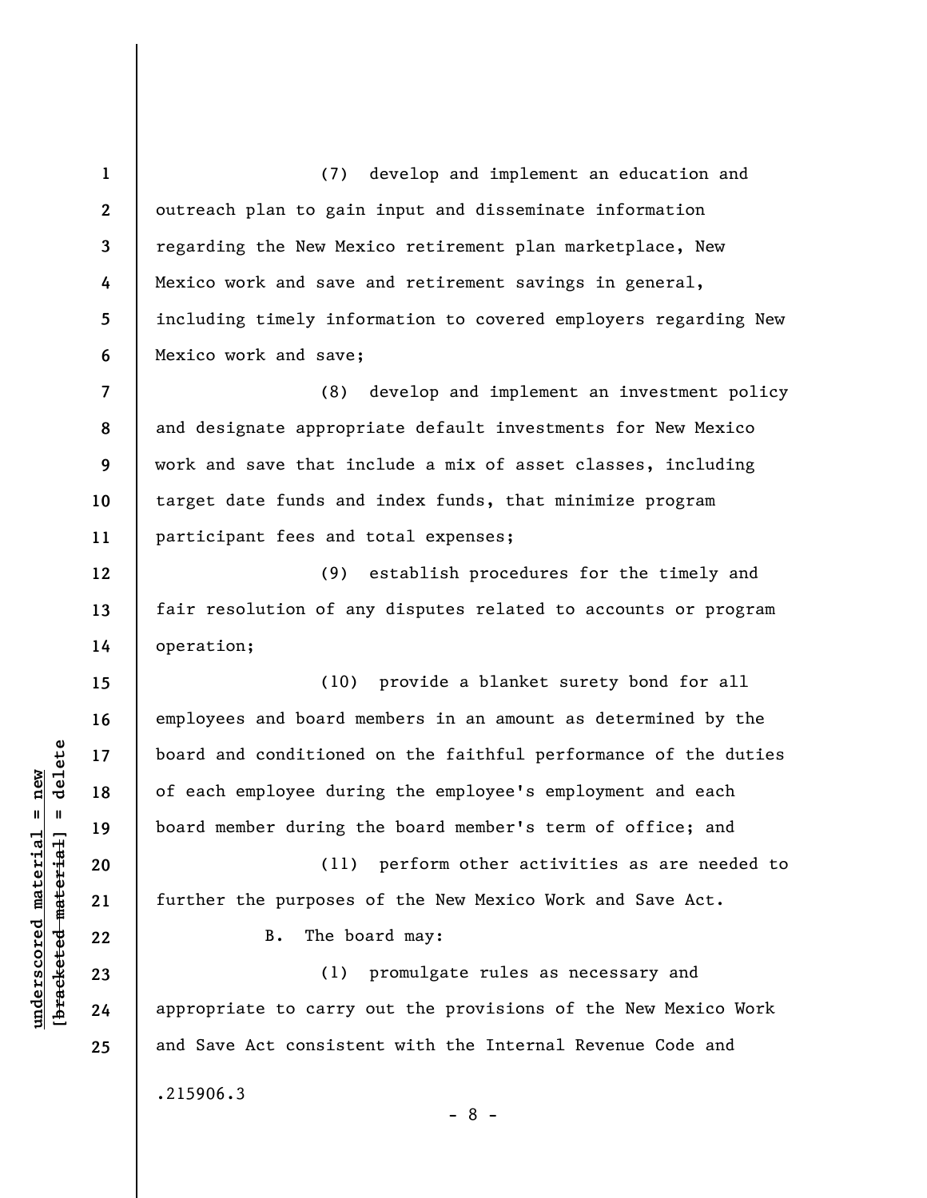(7) develop and implement an education and outreach plan to gain input and disseminate information regarding the New Mexico retirement plan marketplace, New Mexico work and save and retirement savings in general, including timely information to covered employers regarding New Mexico work and save;

(8) develop and implement an investment policy and designate appropriate default investments for New Mexico work and save that include a mix of asset classes, including target date funds and index funds, that minimize program participant fees and total expenses;

(9) establish procedures for the timely and fair resolution of any disputes related to accounts or program operation;

(10) provide a blanket surety bond for all employees and board members in an amount as determined by the board and conditioned on the faithful performance of the duties of each employee during the employee's employment and each board member during the board member's term of office; and

(11) perform other activities as are needed to further the purposes of the New Mexico Work and Save Act.

B. The board may:

(1) promulgate rules as necessary and appropriate to carry out the provisions of the New Mexico Work and Save Act consistent with the Internal Revenue Code and

.215906.3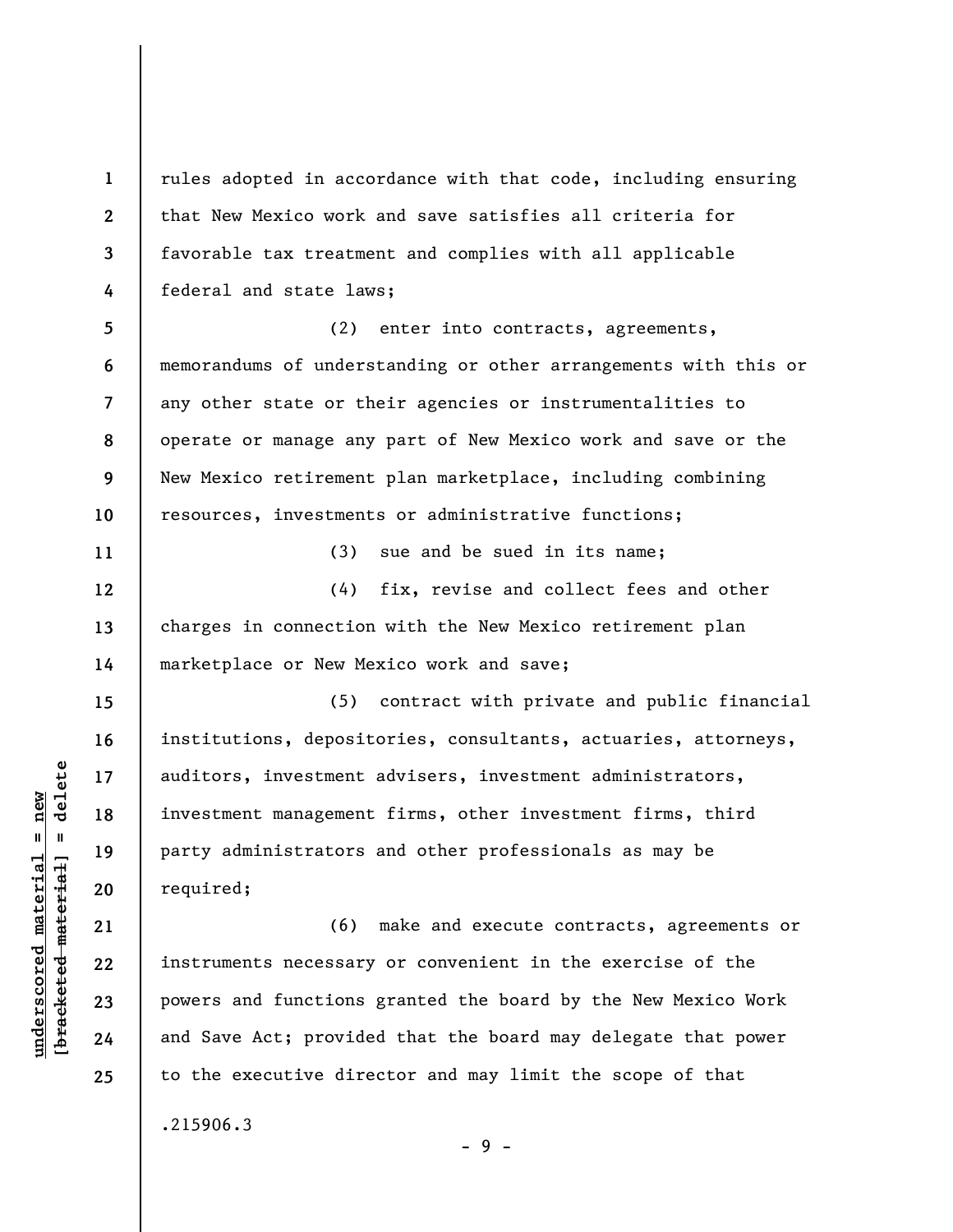rules adopted in accordance with that code, including ensuring that New Mexico work and save satisfies all criteria for favorable tax treatment and complies with all applicable federal and state laws;

(2) enter into contracts, agreements, memorandums of understanding or other arrangements with this or any other state or their agencies or instrumentalities to operate or manage any part of New Mexico work and save or the New Mexico retirement plan marketplace, including combining resources, investments or administrative functions;

(3) sue and be sued in its name;

(4) fix, revise and collect fees and other charges in connection with the New Mexico retirement plan marketplace or New Mexico work and save;

(5) contract with private and public financial institutions, depositories, consultants, actuaries, attorneys, auditors, investment advisers, investment administrators, investment management firms, other investment firms, third party administrators and other professionals as may be required;

(6) make and execute contracts, agreements or instruments necessary or convenient in the exercise of the powers and functions granted the board by the New Mexico Work and Save Act; provided that the board may delegate that power to the executive director and may limit the scope of that

.215906.3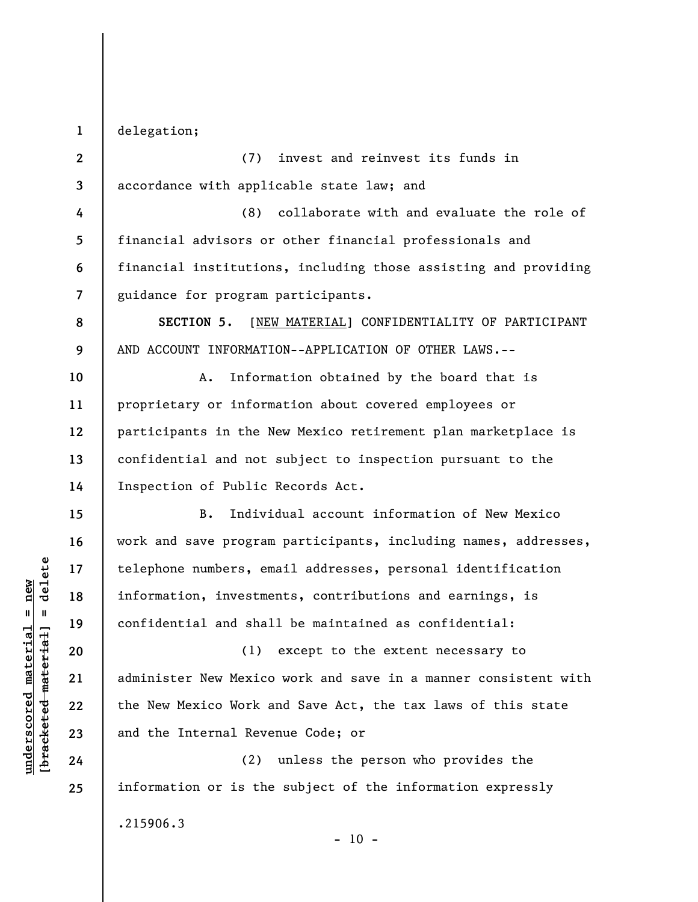delegation;

(7) invest and reinvest its funds in accordance with applicable state law; and

(8) collaborate with and evaluate the role of financial advisors or other financial professionals and financial institutions, including those assisting and providing guidance for program participants.

**SECTION 5.** [NEW MATERIAL] CONFIDENTIALITY OF PARTICIPANT AND ACCOUNT INFORMATION--APPLICATION OF OTHER LAWS.--

A. Information obtained by the board that is proprietary or information about covered employees or participants in the New Mexico retirement plan marketplace is confidential and not subject to inspection pursuant to the Inspection of Public Records Act.

B. Individual account information of New Mexico work and save program participants, including names, addresses, telephone numbers, email addresses, personal identification information, investments, contributions and earnings, is confidential and shall be maintained as confidential:

(1) except to the extent necessary to administer New Mexico work and save in a manner consistent with the New Mexico Work and Save Act, the tax laws of this state and the Internal Revenue Code; or

(2) unless the person who provides the information or is the subject of the information expressly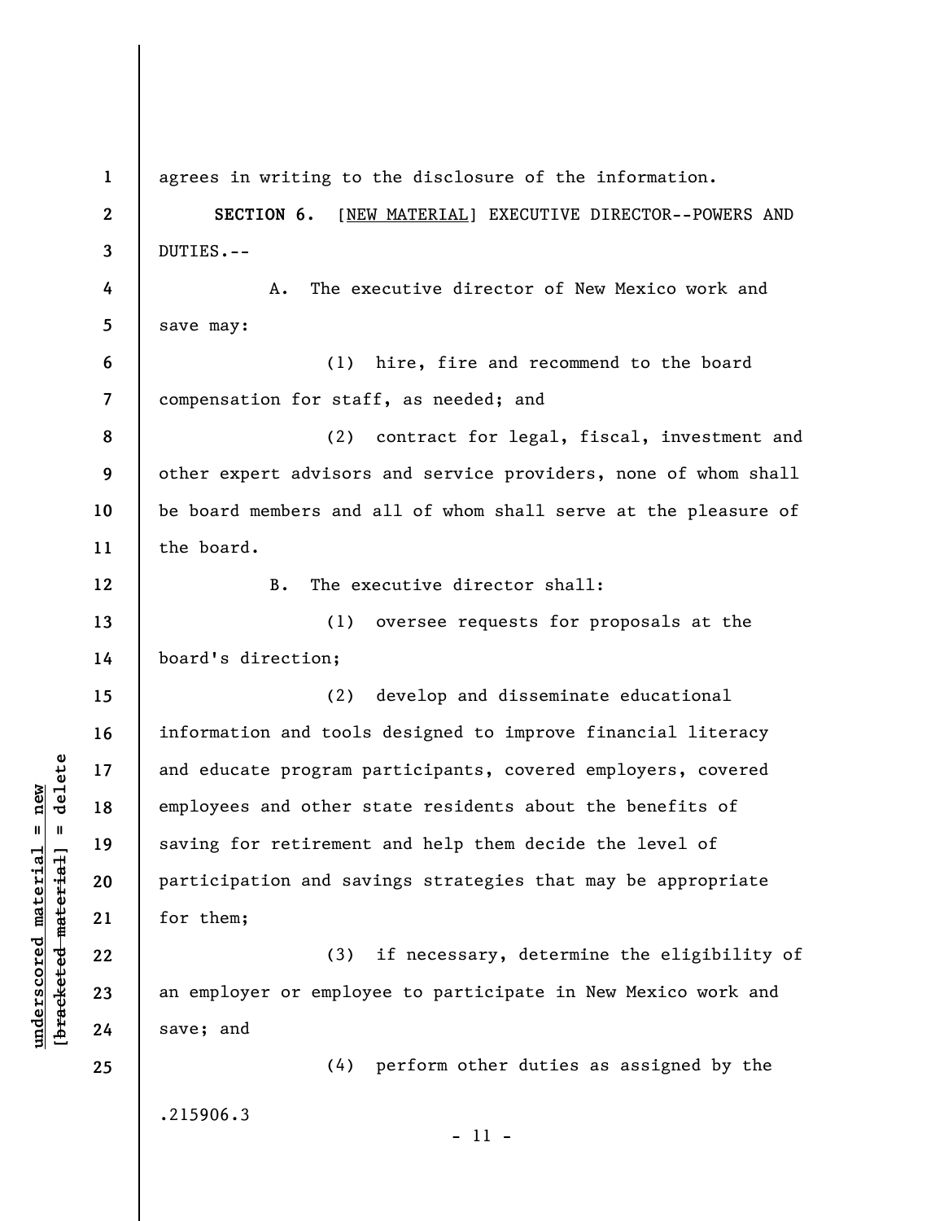agrees in writing to the disclosure of the information.

**SECTION 6.** [NEW MATERIAL] EXECUTIVE DIRECTOR--POWERS AND DUTIES.--

A. The executive director of New Mexico work and save may:

(1) hire, fire and recommend to the board compensation for staff, as needed; and

(2) contract for legal, fiscal, investment and other expert advisors and service providers, none of whom shall be board members and all of whom shall serve at the pleasure of the board.

B. The executive director shall:

(1) oversee requests for proposals at the board's direction;

(2) develop and disseminate educational information and tools designed to improve financial literacy and educate program participants, covered employers, covered employees and other state residents about the benefits of saving for retirement and help them decide the level of participation and savings strategies that may be appropriate for them;

(3) if necessary, determine the eligibility of an employer or employee to participate in New Mexico work and save; and

(4) perform other duties as assigned by the

.215906.3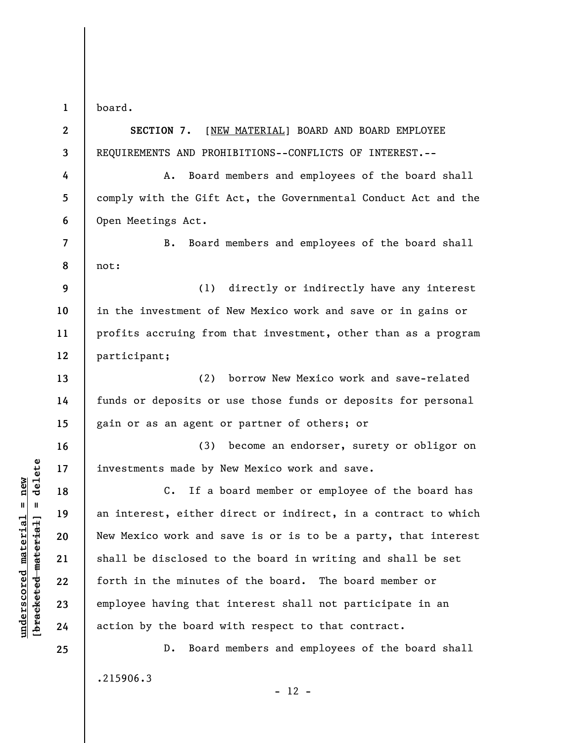board.

**SECTION 7.** [NEW MATERIAL] BOARD AND BOARD EMPLOYEE REQUIREMENTS AND PROHIBITIONS--CONFLICTS OF INTEREST.--

A. Board members and employees of the board shall comply with the Gift Act, the Governmental Conduct Act and the Open Meetings Act.

B. Board members and employees of the board shall not:

(1) directly or indirectly have any interest in the investment of New Mexico work and save or in gains or profits accruing from that investment, other than as a program participant;

(2) borrow New Mexico work and save-related funds or deposits or use those funds or deposits for personal gain or as an agent or partner of others; or

(3) become an endorser, surety or obligor on investments made by New Mexico work and save.

C. If a board member or employee of the board has an interest, either direct or indirect, in a contract to which New Mexico work and save is or is to be a party, that interest shall be disclosed to the board in writing and shall be set forth in the minutes of the board. The board member or employee having that interest shall not participate in an action by the board with respect to that contract.

D. Board members and employees of the board shall

.215906.3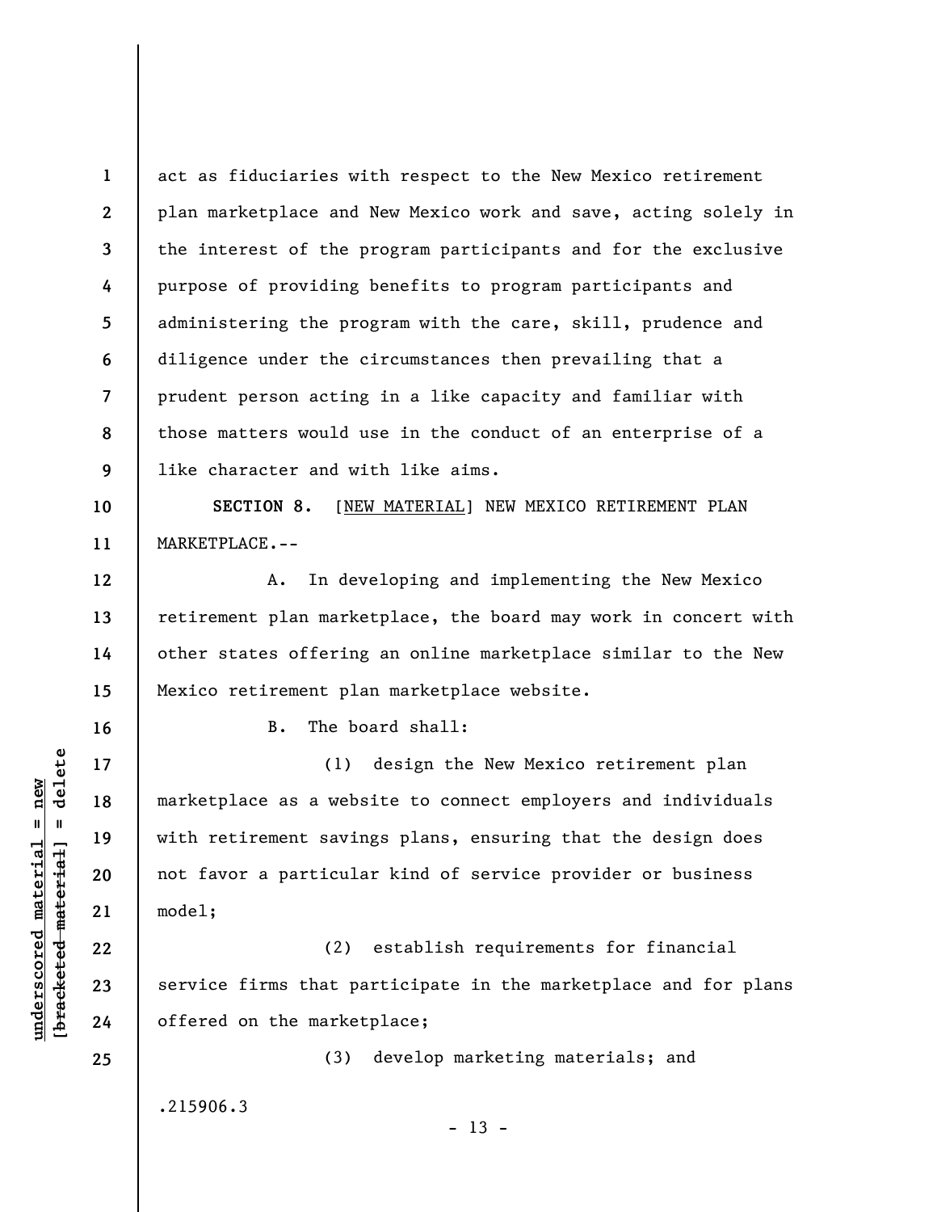act as fiduciaries with respect to the New Mexico retirement plan marketplace and New Mexico work and save, acting solely in the interest of the program participants and for the exclusive purpose of providing benefits to program participants and administering the program with the care, skill, prudence and diligence under the circumstances then prevailing that a prudent person acting in a like capacity and familiar with those matters would use in the conduct of an enterprise of a like character and with like aims.

**SECTION 8.** [NEW MATERIAL] NEW MEXICO RETIREMENT PLAN MARKETPLACE.--

A. In developing and implementing the New Mexico retirement plan marketplace, the board may work in concert with other states offering an online marketplace similar to the New Mexico retirement plan marketplace website.

B. The board shall:

(1) design the New Mexico retirement plan marketplace as a website to connect employers and individuals with retirement savings plans, ensuring that the design does not favor a particular kind of service provider or business model;

(2) establish requirements for financial service firms that participate in the marketplace and for plans offered on the marketplace;

(3) develop marketing materials; and

.215906.3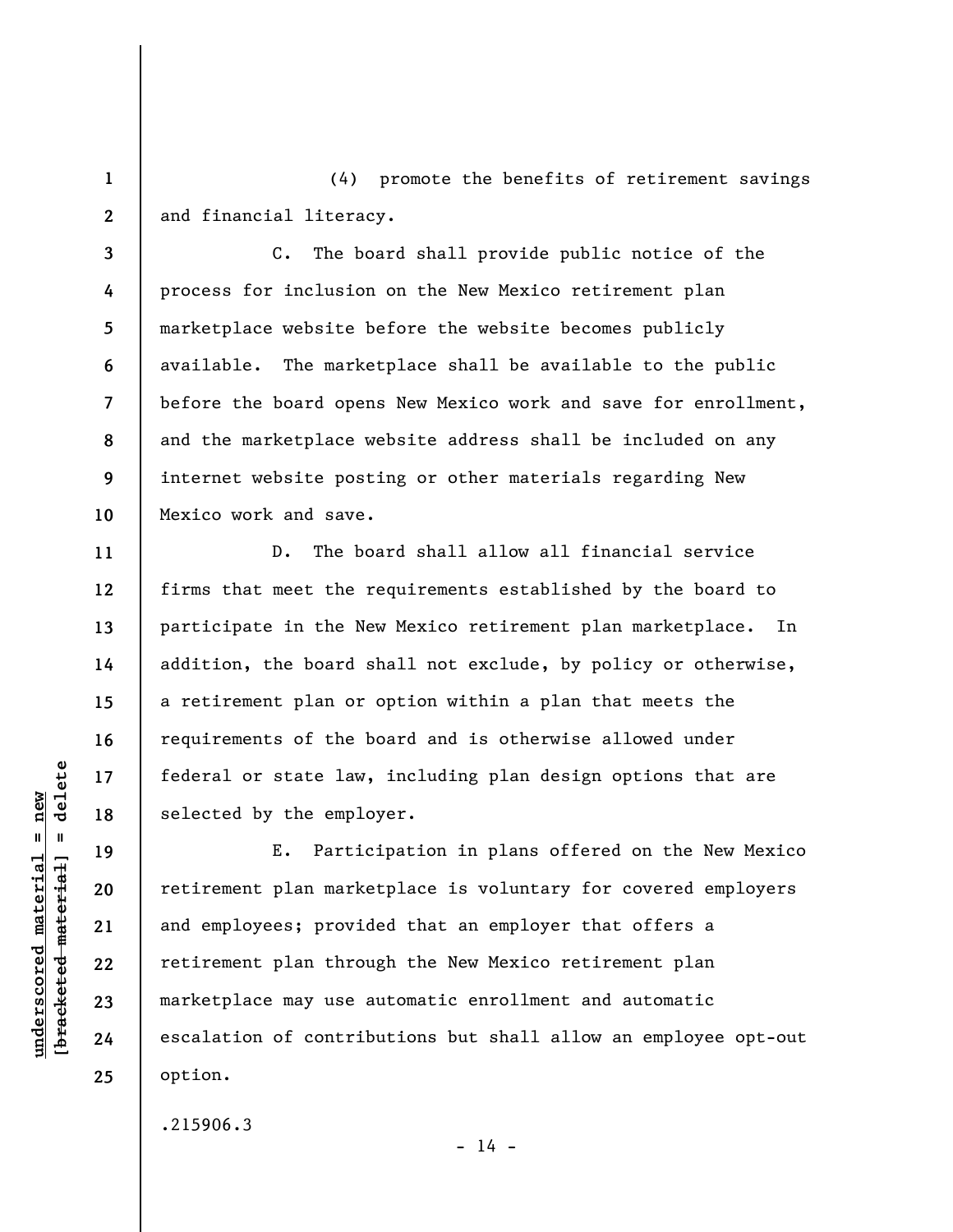(4) promote the benefits of retirement savings and financial literacy.

C. The board shall provide public notice of the process for inclusion on the New Mexico retirement plan marketplace website before the website becomes publicly available. The marketplace shall be available to the public before the board opens New Mexico work and save for enrollment, and the marketplace website address shall be included on any internet website posting or other materials regarding New Mexico work and save.

D. The board shall allow all financial service firms that meet the requirements established by the board to participate in the New Mexico retirement plan marketplace. In addition, the board shall not exclude, by policy or otherwise, a retirement plan or option within a plan that meets the requirements of the board and is otherwise allowed under federal or state law, including plan design options that are selected by the employer.

E. Participation in plans offered on the New Mexico retirement plan marketplace is voluntary for covered employers and employees; provided that an employer that offers a retirement plan through the New Mexico retirement plan marketplace may use automatic enrollment and automatic escalation of contributions but shall allow an employee opt-out option.

.215906.3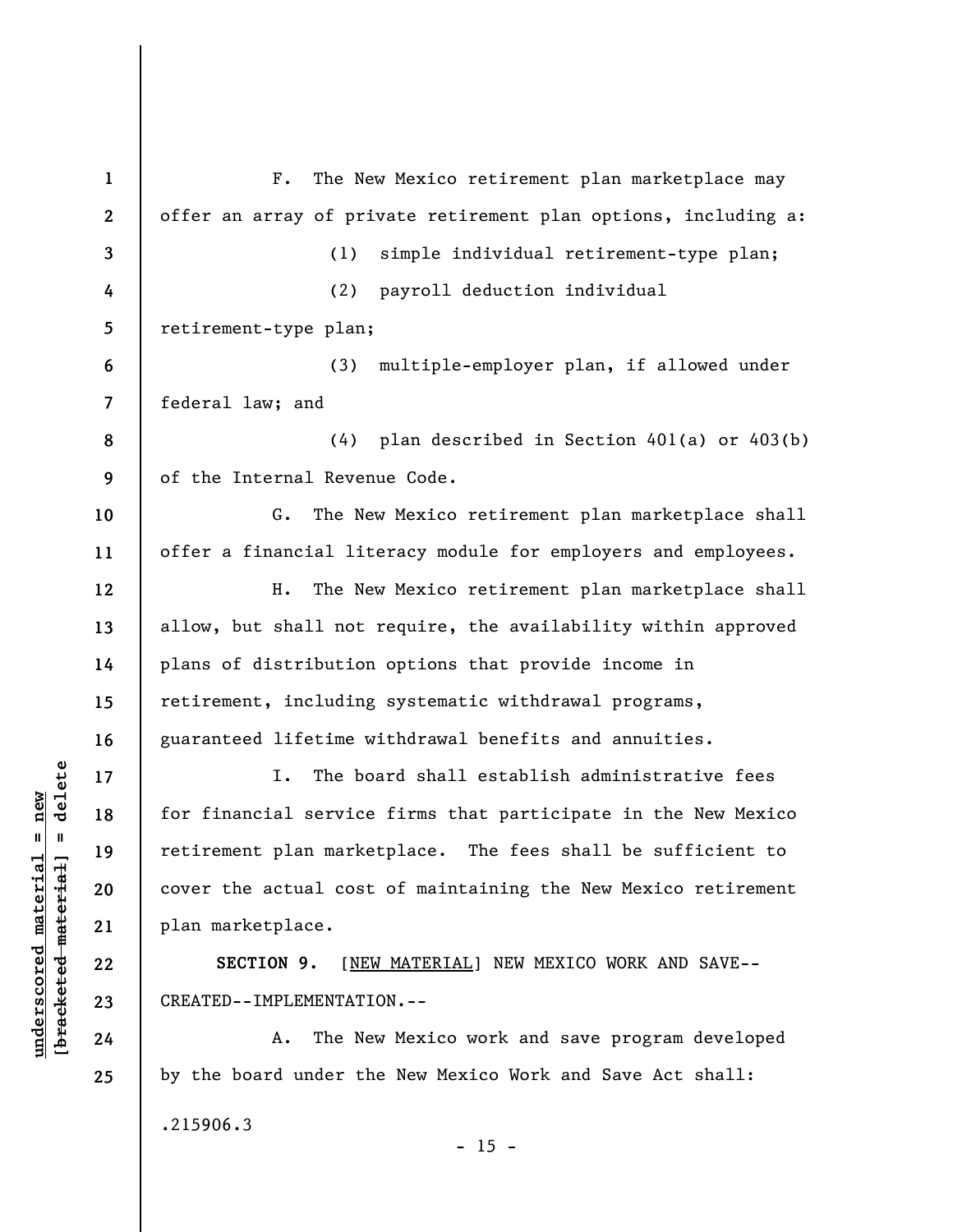F. The New Mexico retirement plan marketplace may offer an array of private retirement plan options, including a:

(1) simple individual retirement-type plan;

(2) payroll deduction individual retirement-type plan;

(3) multiple-employer plan, if allowed under federal law; and

(4) plan described in Section 401(a) or 403(b) of the Internal Revenue Code.

G. The New Mexico retirement plan marketplace shall offer a financial literacy module for employers and employees.

H. The New Mexico retirement plan marketplace shall allow, but shall not require, the availability within approved plans of distribution options that provide income in retirement, including systematic withdrawal programs, guaranteed lifetime withdrawal benefits and annuities.

I. The board shall establish administrative fees for financial service firms that participate in the New Mexico retirement plan marketplace. The fees shall be sufficient to cover the actual cost of maintaining the New Mexico retirement plan marketplace.

**SECTION 9.** [NEW MATERIAL] NEW MEXICO WORK AND SAVE--CREATED--IMPLEMENTATION.--

A. The New Mexico work and save program developed by the board under the New Mexico Work and Save Act shall:

.215906.3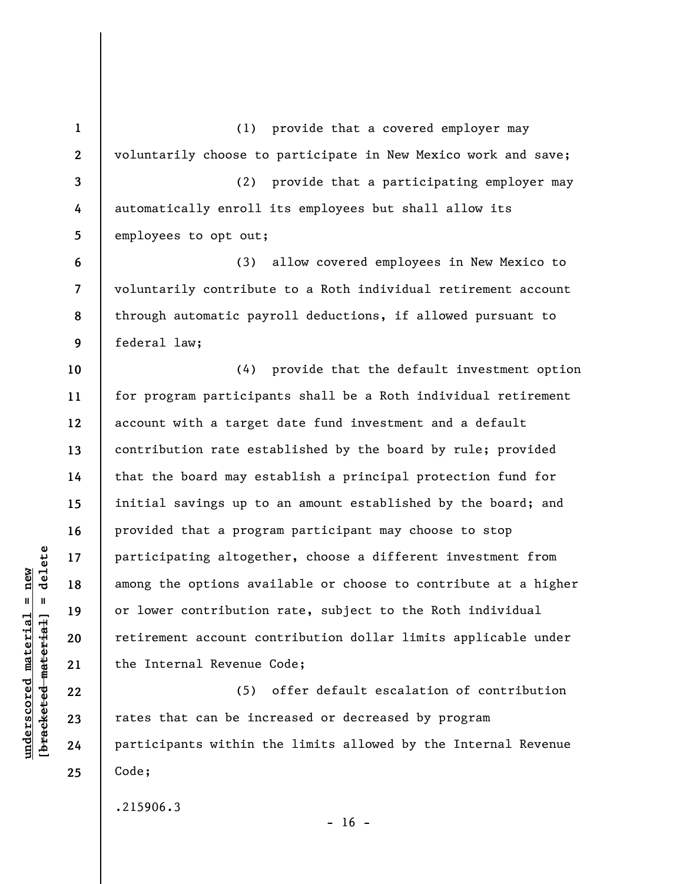(1) provide that a covered employer may voluntarily choose to participate in New Mexico work and save;

(2) provide that a participating employer may automatically enroll its employees but shall allow its employees to opt out;

(3) allow covered employees in New Mexico to voluntarily contribute to a Roth individual retirement account through automatic payroll deductions, if allowed pursuant to federal law;

(4) provide that the default investment option for program participants shall be a Roth individual retirement account with a target date fund investment and a default contribution rate established by the board by rule; provided that the board may establish a principal protection fund for initial savings up to an amount established by the board; and provided that a program participant may choose to stop participating altogether, choose a different investment from among the options available or choose to contribute at a higher or lower contribution rate, subject to the Roth individual retirement account contribution dollar limits applicable under the Internal Revenue Code;

(5) offer default escalation of contribution rates that can be increased or decreased by program participants within the limits allowed by the Internal Revenue Code;

.215906.3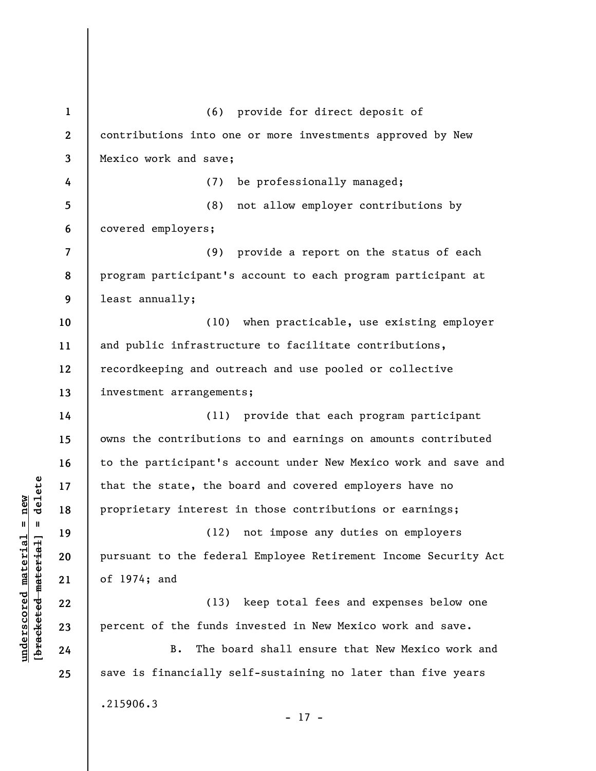(6) provide for direct deposit of contributions into one or more investments approved by New Mexico work and save;

(7) be professionally managed;

(8) not allow employer contributions by covered employers;

(9) provide a report on the status of each program participant's account to each program participant at least annually;

(10) when practicable, use existing employer and public infrastructure to facilitate contributions, recordkeeping and outreach and use pooled or collective investment arrangements;

(11) provide that each program participant owns the contributions to and earnings on amounts contributed to the participant's account under New Mexico work and save and that the state, the board and covered employers have no proprietary interest in those contributions or earnings;

(12) not impose any duties on employers pursuant to the federal Employee Retirement Income Security Act of 1974; and

(13) keep total fees and expenses below one percent of the funds invested in New Mexico work and save.

B. The board shall ensure that New Mexico work and save is financially self-sustaining no later than five years

.215906.3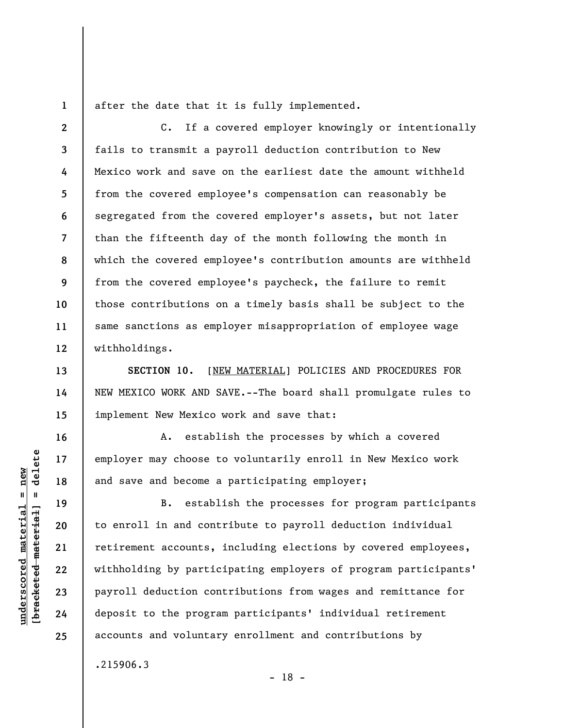after the date that it is fully implemented.

C. If a covered employer knowingly or intentionally fails to transmit a payroll deduction contribution to New Mexico work and save on the earliest date the amount withheld from the covered employee's compensation can reasonably be segregated from the covered employer's assets, but not later than the fifteenth day of the month following the month in which the covered employee's contribution amounts are withheld from the covered employee's paycheck, the failure to remit those contributions on a timely basis shall be subject to the same sanctions as employer misappropriation of employee wage withholdings.

**SECTION 10.** [NEW MATERIAL] POLICIES AND PROCEDURES FOR NEW MEXICO WORK AND SAVE.--The board shall promulgate rules to implement New Mexico work and save that:

A. establish the processes by which a covered employer may choose to voluntarily enroll in New Mexico work and save and become a participating employer;

B. establish the processes for program participants to enroll in and contribute to payroll deduction individual retirement accounts, including elections by covered employees, withholding by participating employers of program participants' payroll deduction contributions from wages and remittance for deposit to the program participants' individual retirement accounts and voluntary enrollment and contributions by

.215906.3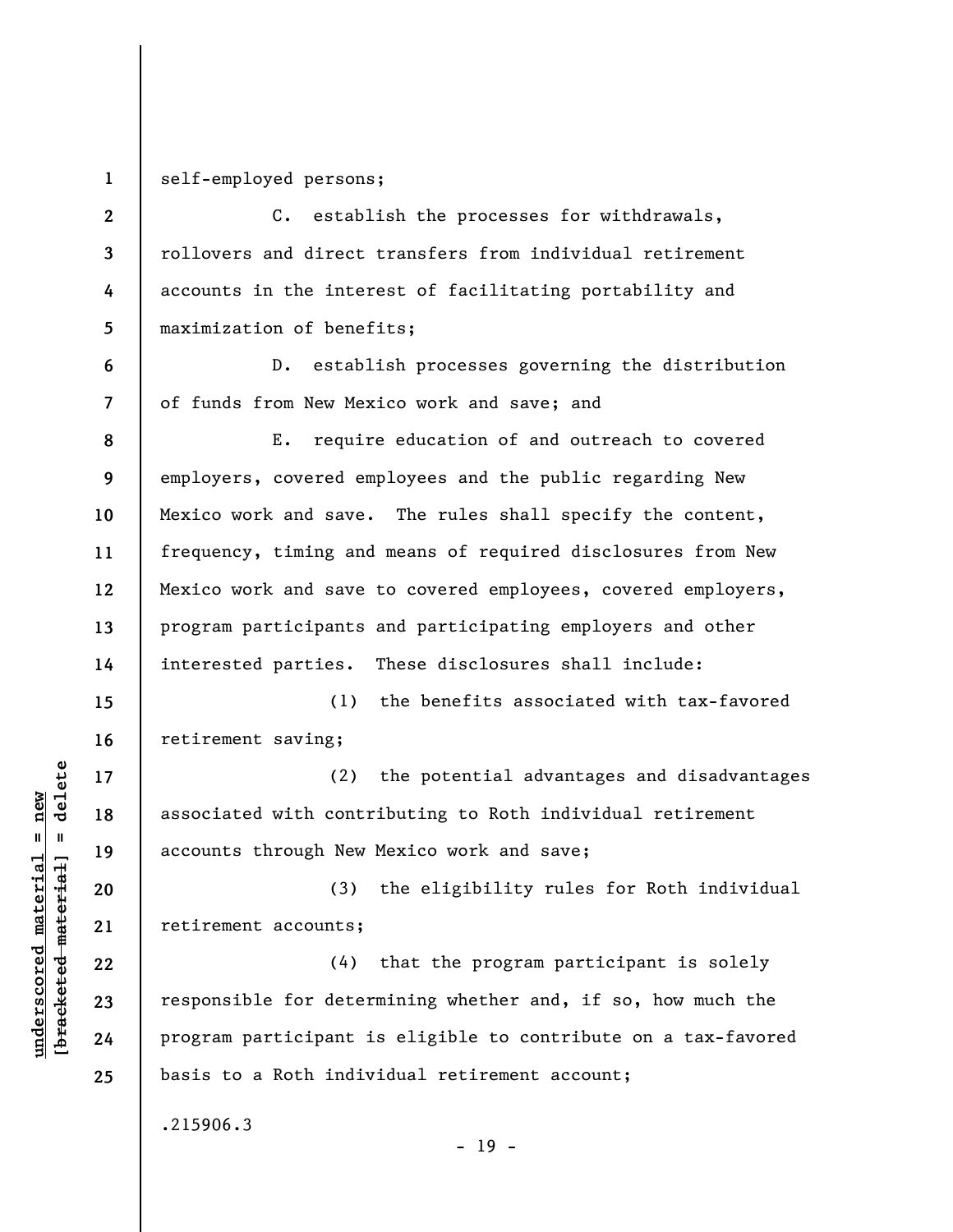self-employed persons;

C. establish the processes for withdrawals, rollovers and direct transfers from individual retirement accounts in the interest of facilitating portability and maximization of benefits;

D. establish processes governing the distribution of funds from New Mexico work and save; and

E. require education of and outreach to covered employers, covered employees and the public regarding New Mexico work and save. The rules shall specify the content, frequency, timing and means of required disclosures from New Mexico work and save to covered employees, covered employers, program participants and participating employers and other interested parties. These disclosures shall include:

(1) the benefits associated with tax-favored retirement saving;

(2) the potential advantages and disadvantages associated with contributing to Roth individual retirement accounts through New Mexico work and save;

(3) the eligibility rules for Roth individual retirement accounts;

(4) that the program participant is solely responsible for determining whether and, if so, how much the program participant is eligible to contribute on a tax-favored basis to a Roth individual retirement account;

.215906.3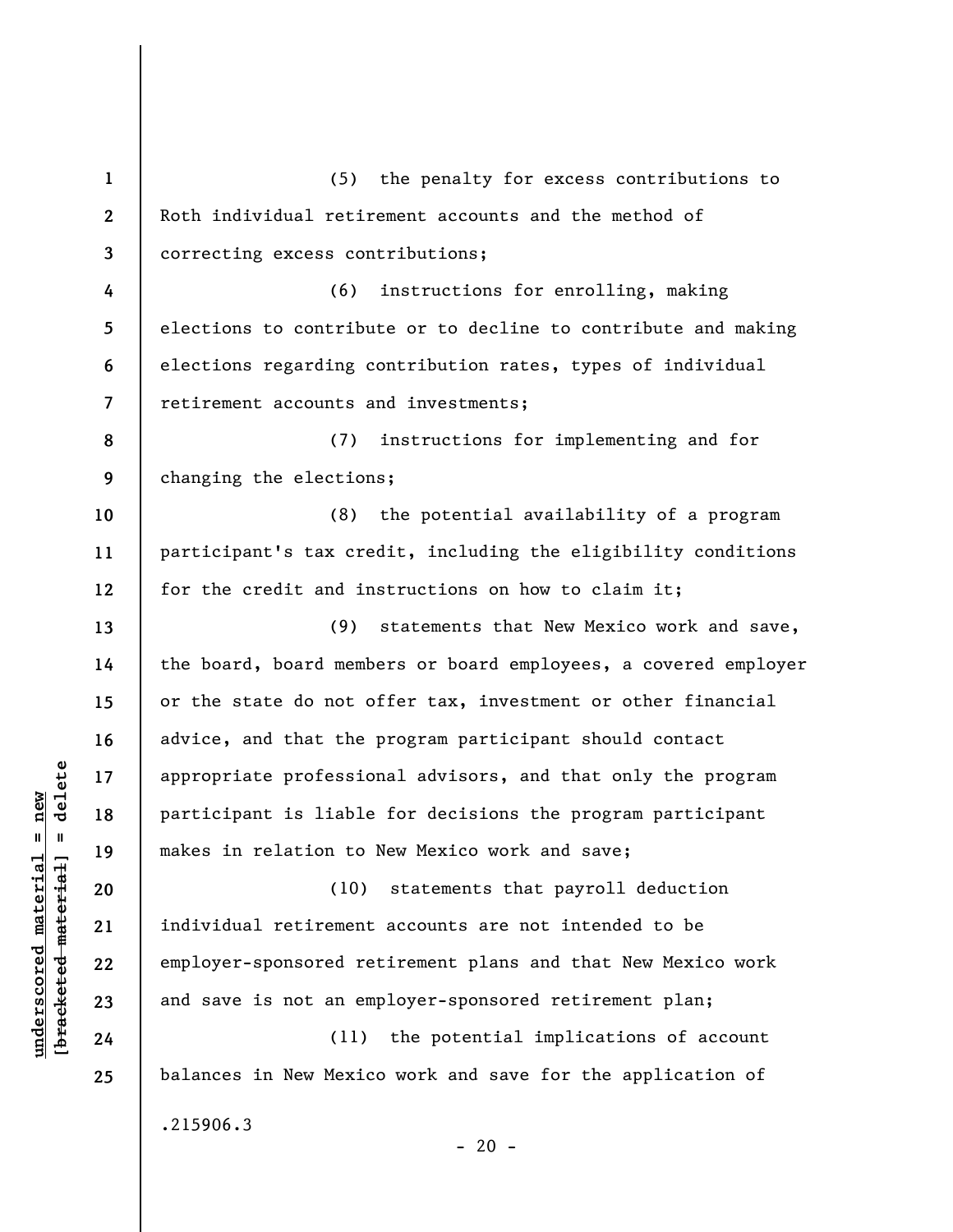(5) the penalty for excess contributions to Roth individual retirement accounts and the method of correcting excess contributions;

(6) instructions for enrolling, making elections to contribute or to decline to contribute and making elections regarding contribution rates, types of individual retirement accounts and investments;

(7) instructions for implementing and for changing the elections;

(8) the potential availability of a program participant's tax credit, including the eligibility conditions for the credit and instructions on how to claim it;

(9) statements that New Mexico work and save, the board, board members or board employees, a covered employer or the state do not offer tax, investment or other financial advice, and that the program participant should contact appropriate professional advisors, and that only the program participant is liable for decisions the program participant makes in relation to New Mexico work and save;

(10) statements that payroll deduction individual retirement accounts are not intended to be employer-sponsored retirement plans and that New Mexico work and save is not an employer-sponsored retirement plan;

(11) the potential implications of account balances in New Mexico work and save for the application of

.215906.3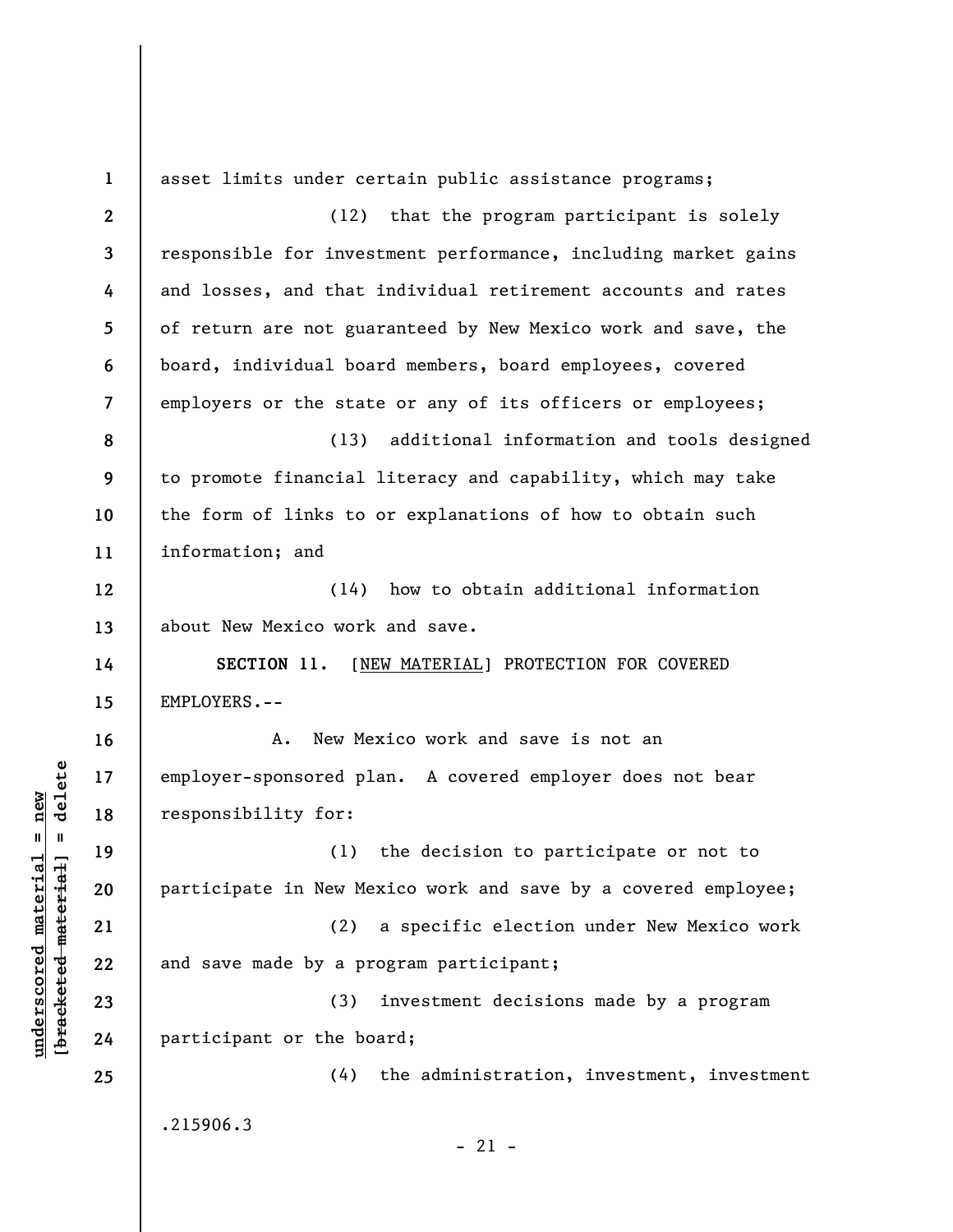asset limits under certain public assistance programs;

(12) that the program participant is solely responsible for investment performance, including market gains and losses, and that individual retirement accounts and rates of return are not guaranteed by New Mexico work and save, the board, individual board members, board employees, covered employers or the state or any of its officers or employees;

(13) additional information and tools designed to promote financial literacy and capability, which may take the form of links to or explanations of how to obtain such information; and

(14) how to obtain additional information about New Mexico work and save.

**SECTION 11.** [NEW MATERIAL] PROTECTION FOR COVERED EMPLOYERS.--

A. New Mexico work and save is not an employer-sponsored plan. A covered employer does not bear responsibility for:

(1) the decision to participate or not to participate in New Mexico work and save by a covered employee;

(2) a specific election under New Mexico work and save made by a program participant;

(3) investment decisions made by a program participant or the board;

(4) the administration, investment, investment

.215906.3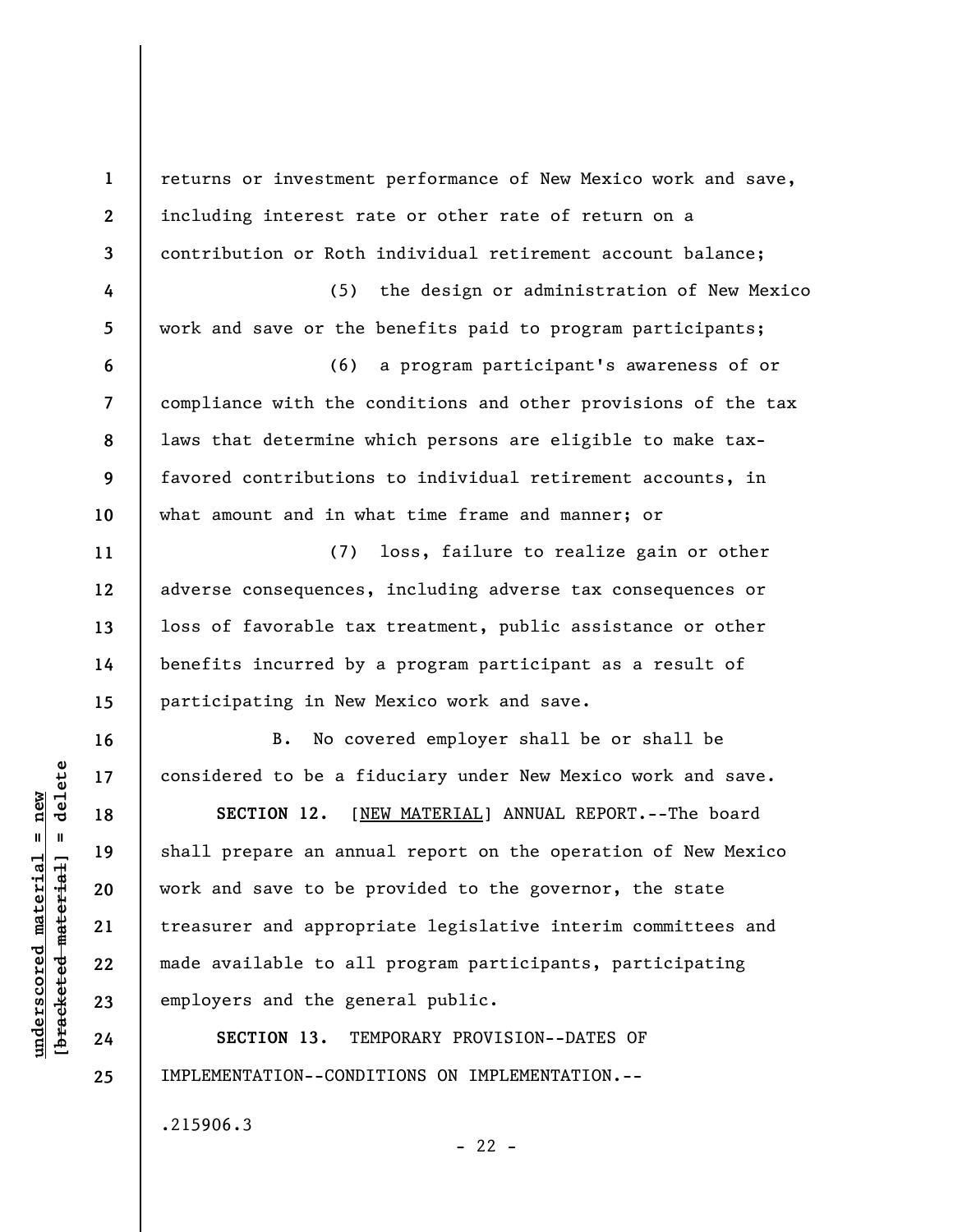returns or investment performance of New Mexico work and save, including interest rate or other rate of return on a contribution or Roth individual retirement account balance;

(5) the design or administration of New Mexico work and save or the benefits paid to program participants;

(6) a program participant's awareness of or compliance with the conditions and other provisions of the tax laws that determine which persons are eligible to make tax-favored contributions to individual retirement accounts, in what amount and in what time frame and manner; or

(7) loss, failure to realize gain or other adverse consequences, including adverse tax consequences or loss of favorable tax treatment, public assistance or other benefits incurred by a program participant as a result of participating in New Mexico work and save.

B. No covered employer shall be or shall be considered to be a fiduciary under New Mexico work and save.

**SECTION 12.** [NEW MATERIAL] ANNUAL REPORT.--The board shall prepare an annual report on the operation of New Mexico work and save to be provided to the governor, the state treasurer and appropriate legislative interim committees and made available to all program participants, participating employers and the general public.

**SECTION 13.** TEMPORARY PROVISION--DATES OF IMPLEMENTATION--CONDITIONS ON IMPLEMENTATION.--

.215906.3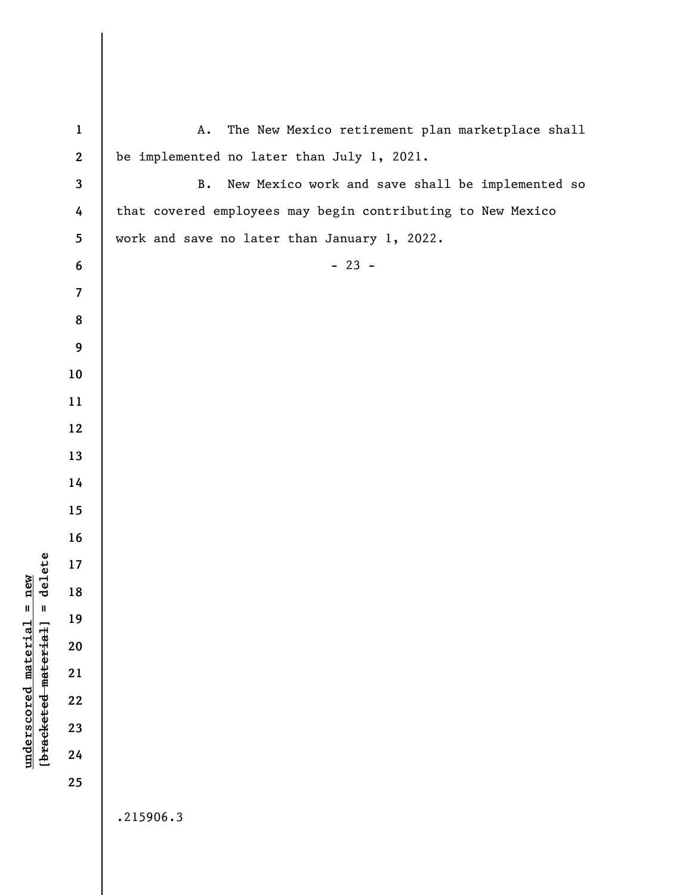A. The New Mexico retirement plan marketplace shall be implemented no later than July 1, 2021.

B. New Mexico work and save shall be implemented so that covered employees may begin contributing to New Mexico work and save no later than January 1, 2022.